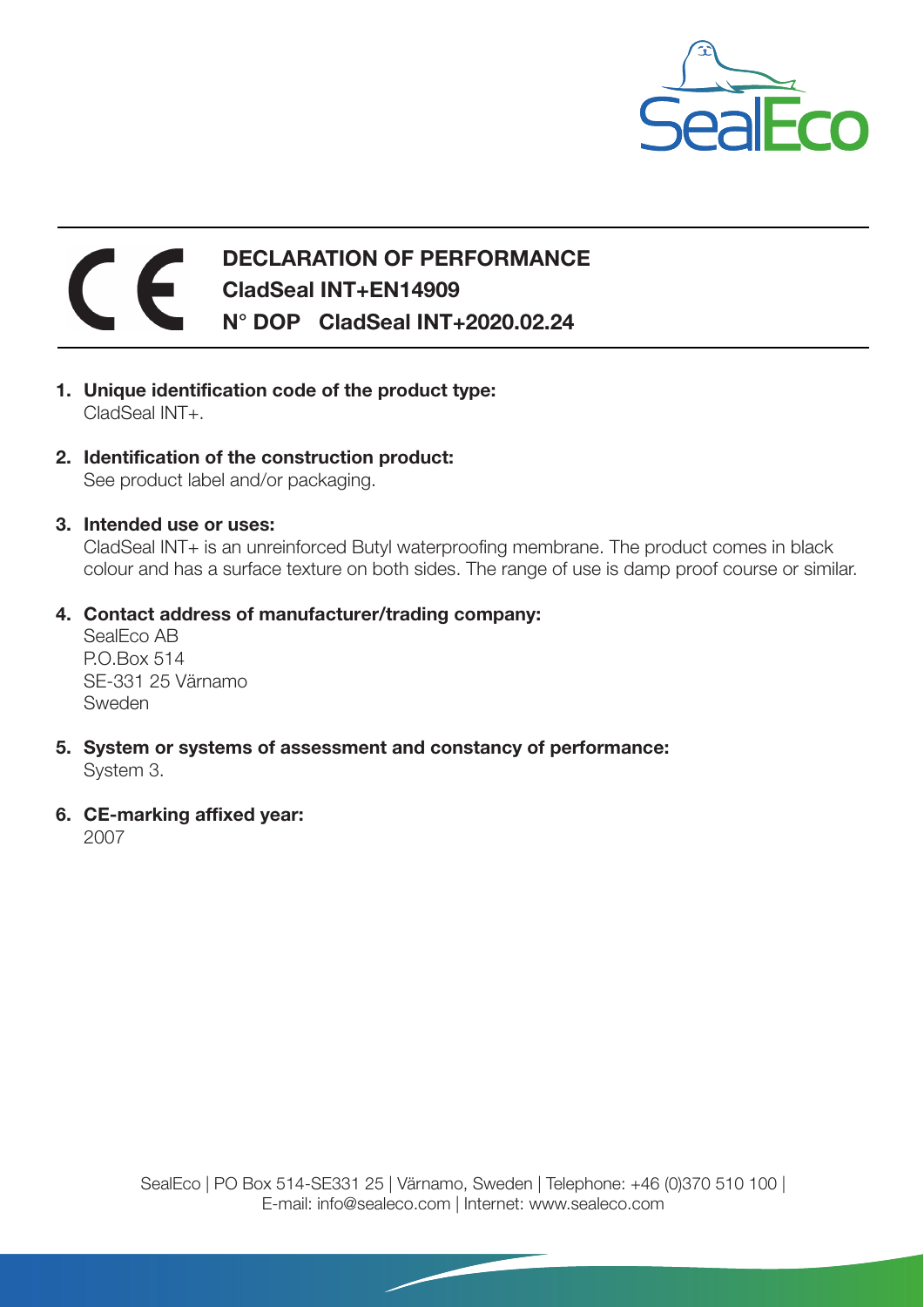# DECLARATION OF PERFORMANCE

**CladSeal INT+EN14909**

**N° DOP CladSeal INT+2020.02.24**

1. **Unique identification code of the product type:**
   CladSeal INT+.

2. **Identification of the construction product:**
   See product label and/or packaging.

3. **Intended use or uses:**
   CladSeal INT+ is an unreinforced Butyl waterproofing membrane. The product comes in black colour and has a surface texture on both sides. The range of use is damp proof course or similar.

4. **Contact address of manufacturer/trading company:**
   SealEco AB
   P.O.Box 514
   SE-331 25 Värnamo
   Sweden

5. **System or systems of assessment and constancy of performance:**
   System 3.

6. **CE-marking affixed year:**
   2007

SealEco | PO Box 514-SE331 25 | Värnamo, Sweden | Telephone: +46 (0)370 510 100 |
E-mail: info@sealeco.com | Internet: www.sealeco.com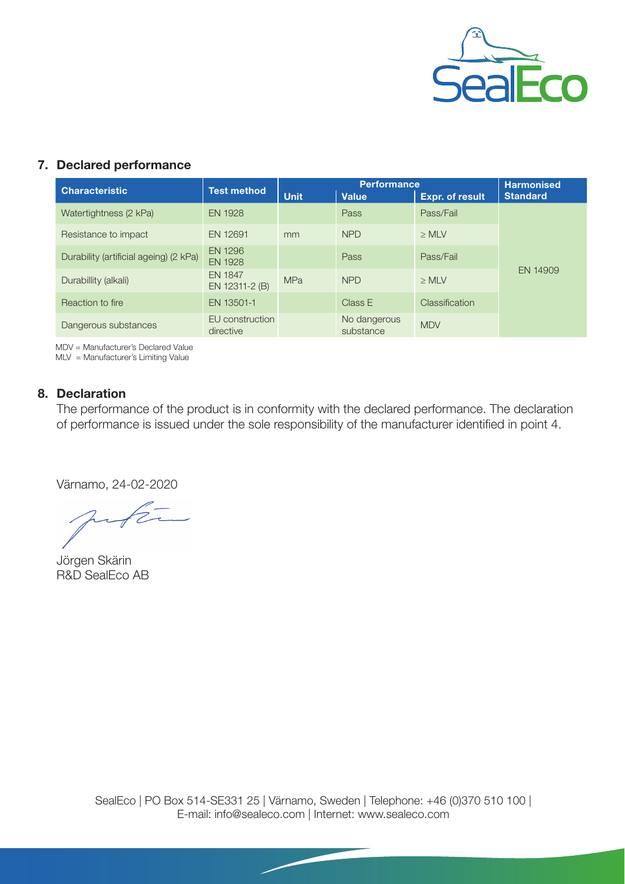## 7. Declared performance

| Characteristic | Test method | Performance | | | Harmonised Standard |
|---|---|---|---|---|---|
| | | Unit | Value | Expr. of result | |
| Watertightness (2 kPa) | EN 1928 | | Pass | Pass/Fail | EN 14909 |
| Resistance to impact | EN 12691 | mm | NPD | ≥ MLV | |
| Durability (artificial ageing) (2 kPa) | EN 1296<br>EN 1928 | | Pass | Pass/Fail | |
| Durabillity (alkali) | EN 1847<br>EN 12311-2 (B) | MPa | NPD | ≥ MLV | |
| Reaction to fire | EN 13501-1 | | Class E | Classification | |
| Dangerous substances | EU construction directive | | No dangerous substance | MDV | |

MDV = Manufacturer's Declared Value
MLV = Manufacturer's Limiting Value

## 8. Declaration

The performance of the product is in conformity with the declared performance. The declaration of performance is issued under the sole responsibility of the manufacturer identified in point 4.

Värnamo, 24-02-2020

Jörgen Skärin
R&D SealEco AB

SealEco | PO Box 514-SE331 25 | Värnamo, Sweden | Telephone: +46 (0)370 510 100 |
E-mail: info@sealeco.com | Internet: www.sealeco.com